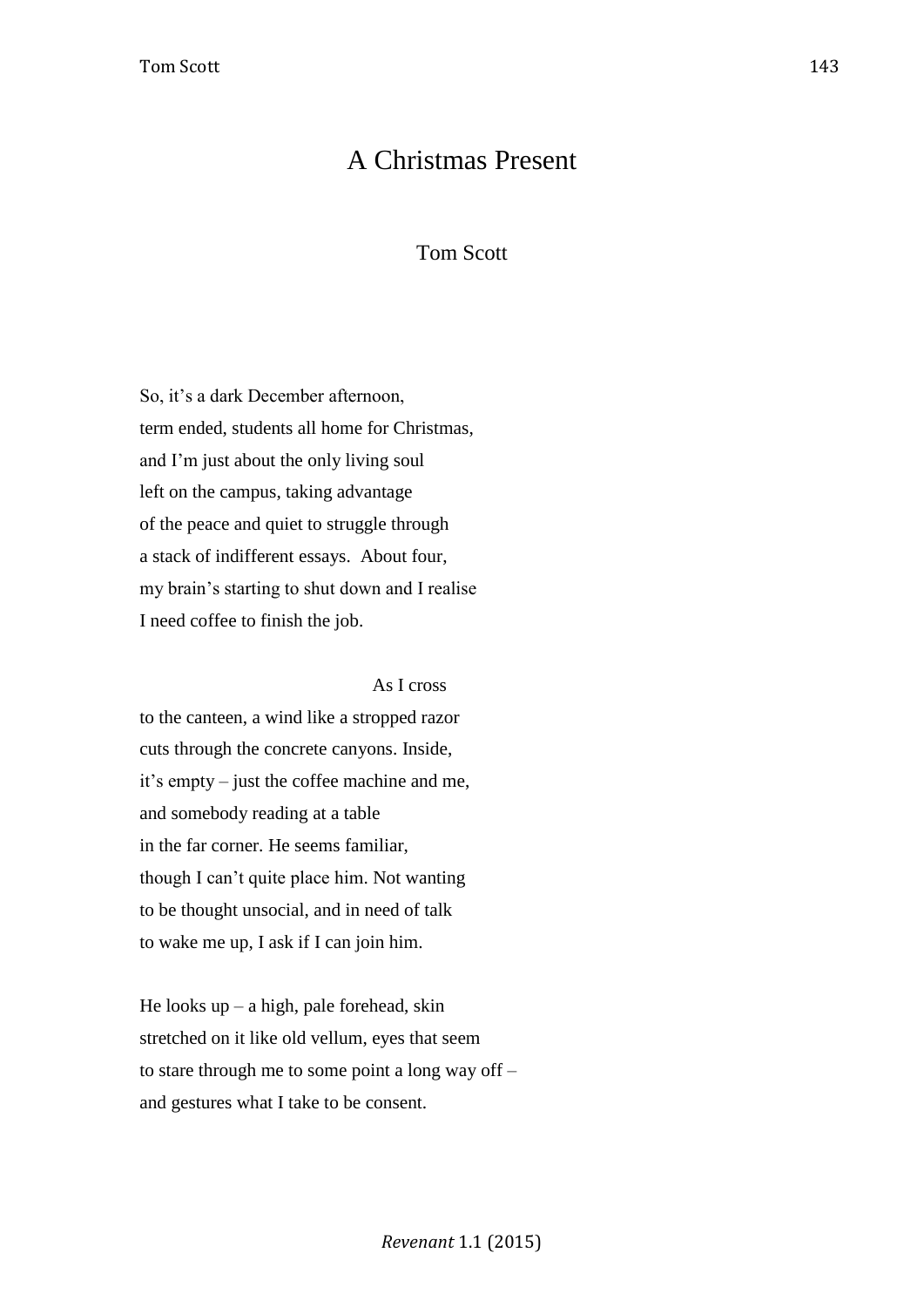# A Christmas Present

Tom Scott

So, it's a dark December afternoon,
term ended, students all home for Christmas,
and I'm just about the only living soul
left on the campus, taking advantage
of the peace and quiet to struggle through
a stack of indifferent essays. About four,
my brain's starting to shut down and I realise
I need coffee to finish the job.

As I cross
to the canteen, a wind like a stropped razor
cuts through the concrete canyons. Inside,
it's empty – just the coffee machine and me,
and somebody reading at a table
in the far corner. He seems familiar,
though I can't quite place him. Not wanting
to be thought unsocial, and in need of talk
to wake me up, I ask if I can join him.

He looks up – a high, pale forehead, skin
stretched on it like old vellum, eyes that seem
to stare through me to some point a long way off –
and gestures what I take to be consent.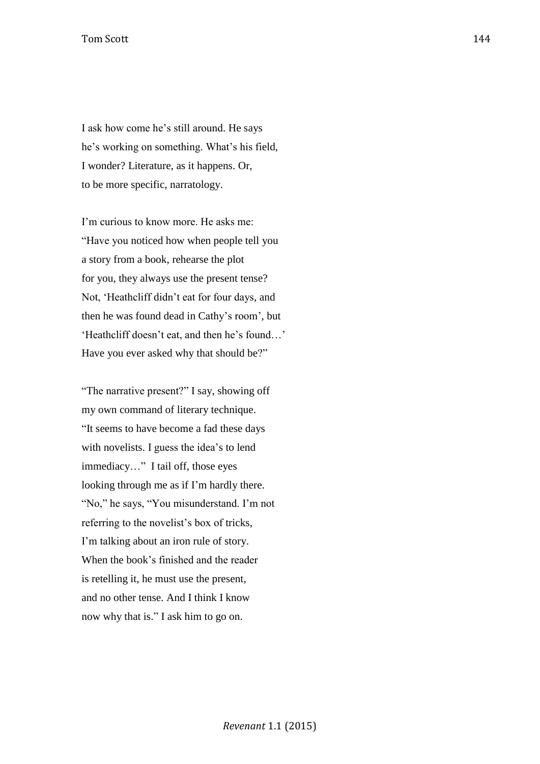I ask how come he's still around. He says
he's working on something. What's his field,
I wonder? Literature, as it happens. Or,
to be more specific, narratology.

I'm curious to know more. He asks me:
"Have you noticed how when people tell you
a story from a book, rehearse the plot
for you, they always use the present tense?
Not, 'Heathcliff didn't eat for four days, and
then he was found dead in Cathy's room', but
'Heathcliff doesn't eat, and then he's found…'
Have you ever asked why that should be?"

"The narrative present?" I say, showing off
my own command of literary technique.
"It seems to have become a fad these days
with novelists. I guess the idea's to lend
immediacy…" I tail off, those eyes
looking through me as if I'm hardly there.
"No," he says, "You misunderstand. I'm not
referring to the novelist's box of tricks,
I'm talking about an iron rule of story.
When the book's finished and the reader
is retelling it, he must use the present,
and no other tense. And I think I know
now why that is." I ask him to go on.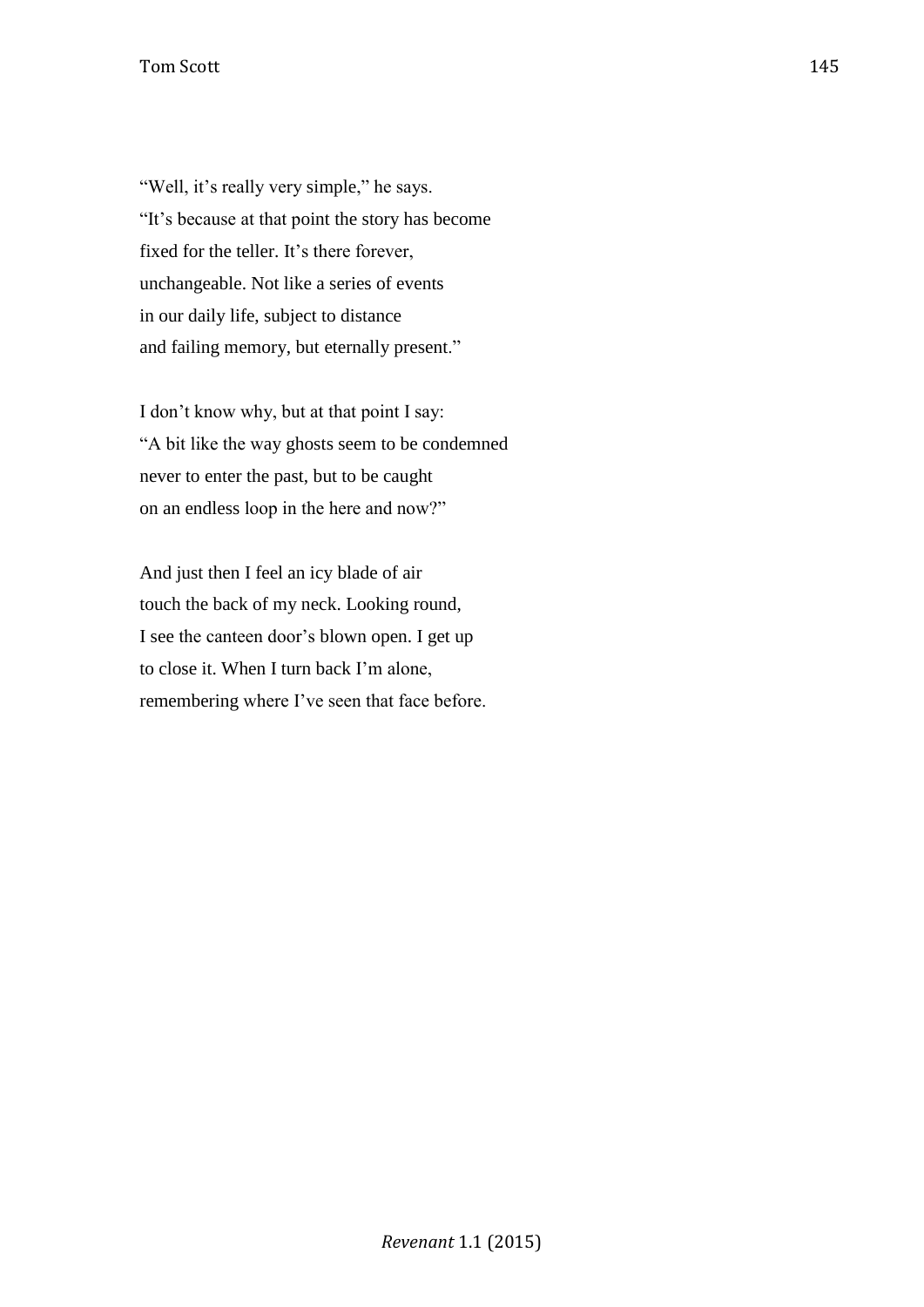"Well, it's really very simple," he says.
"It's because at that point the story has become
fixed for the teller. It's there forever,
unchangeable. Not like a series of events
in our daily life, subject to distance
and failing memory, but eternally present."

I don't know why, but at that point I say:
"A bit like the way ghosts seem to be condemned
never to enter the past, but to be caught
on an endless loop in the here and now?"

And just then I feel an icy blade of air
touch the back of my neck. Looking round,
I see the canteen door's blown open. I get up
to close it. When I turn back I'm alone,
remembering where I've seen that face before.